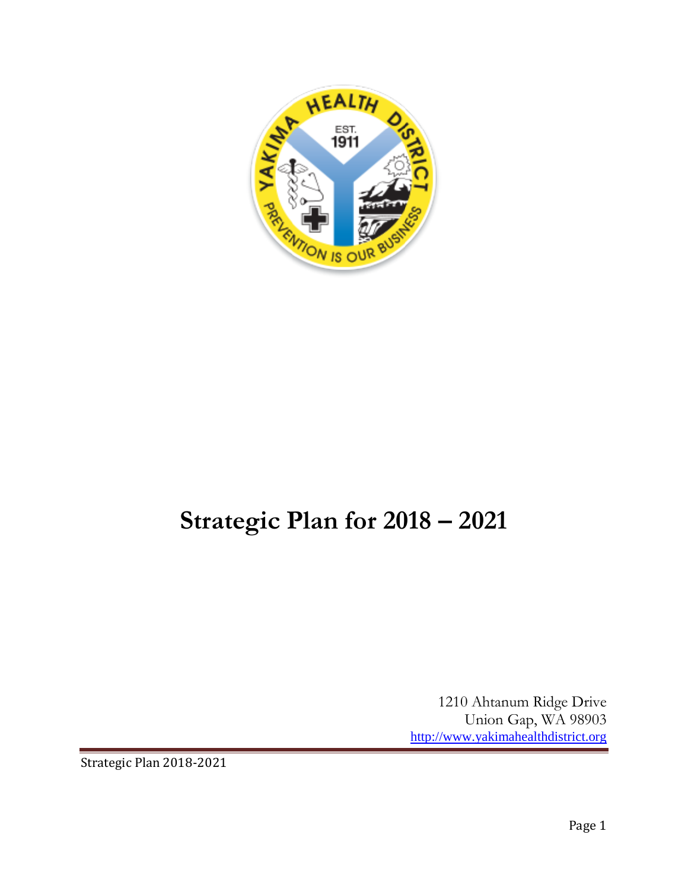# Strategic Plan for 2018 – 2021

1210 Ahtanum Ridge Drive
Union Gap, WA 98903
http://www.yakimahealthdistrict.org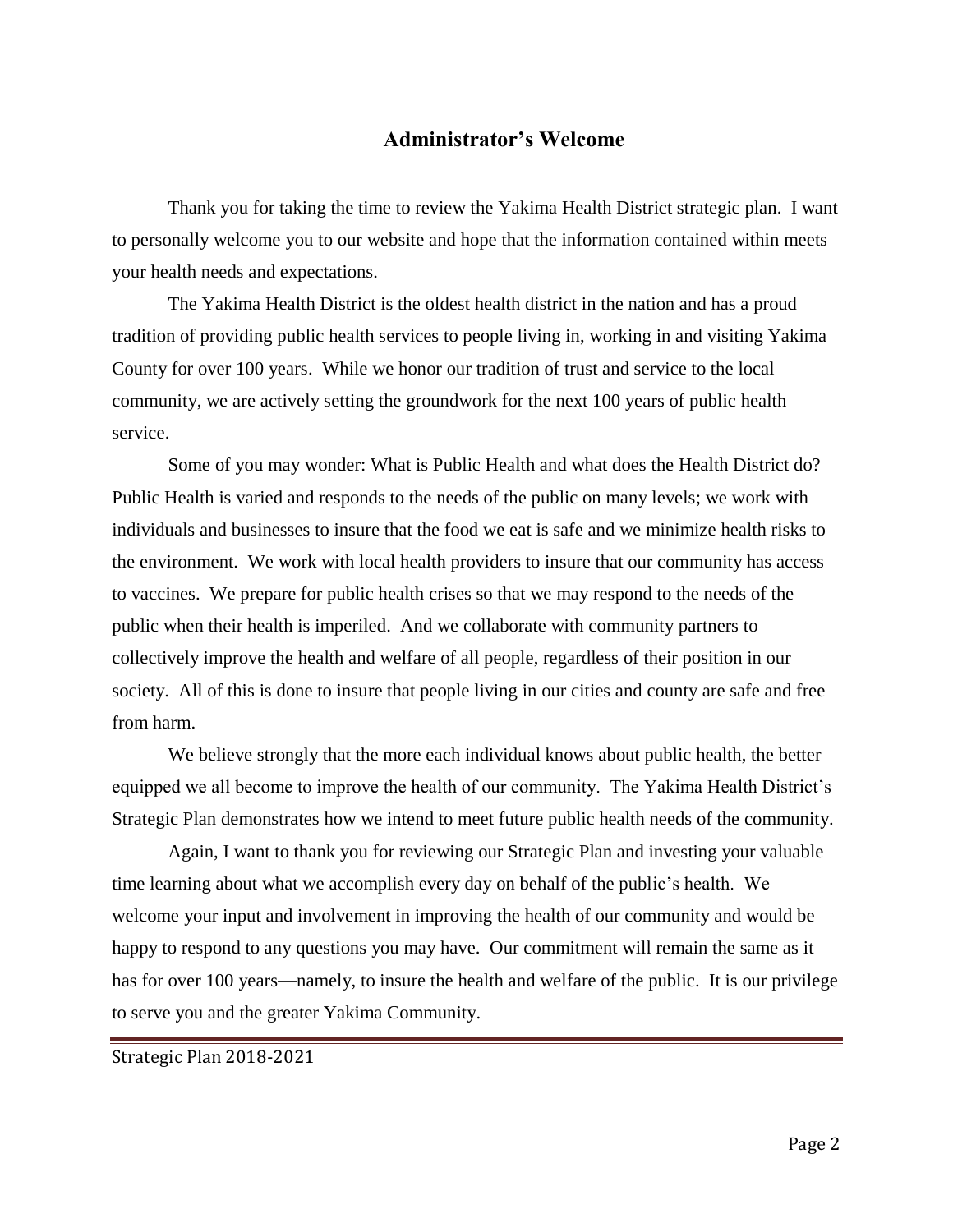## Administrator's Welcome

Thank you for taking the time to review the Yakima Health District strategic plan. I want to personally welcome you to our website and hope that the information contained within meets your health needs and expectations.

The Yakima Health District is the oldest health district in the nation and has a proud tradition of providing public health services to people living in, working in and visiting Yakima County for over 100 years. While we honor our tradition of trust and service to the local community, we are actively setting the groundwork for the next 100 years of public health service.

Some of you may wonder: What is Public Health and what does the Health District do? Public Health is varied and responds to the needs of the public on many levels; we work with individuals and businesses to insure that the food we eat is safe and we minimize health risks to the environment. We work with local health providers to insure that our community has access to vaccines. We prepare for public health crises so that we may respond to the needs of the public when their health is imperiled. And we collaborate with community partners to collectively improve the health and welfare of all people, regardless of their position in our society. All of this is done to insure that people living in our cities and county are safe and free from harm.

We believe strongly that the more each individual knows about public health, the better equipped we all become to improve the health of our community. The Yakima Health District's Strategic Plan demonstrates how we intend to meet future public health needs of the community.

Again, I want to thank you for reviewing our Strategic Plan and investing your valuable time learning about what we accomplish every day on behalf of the public's health. We welcome your input and involvement in improving the health of our community and would be happy to respond to any questions you may have. Our commitment will remain the same as it has for over 100 years—namely, to insure the health and welfare of the public. It is our privilege to serve you and the greater Yakima Community.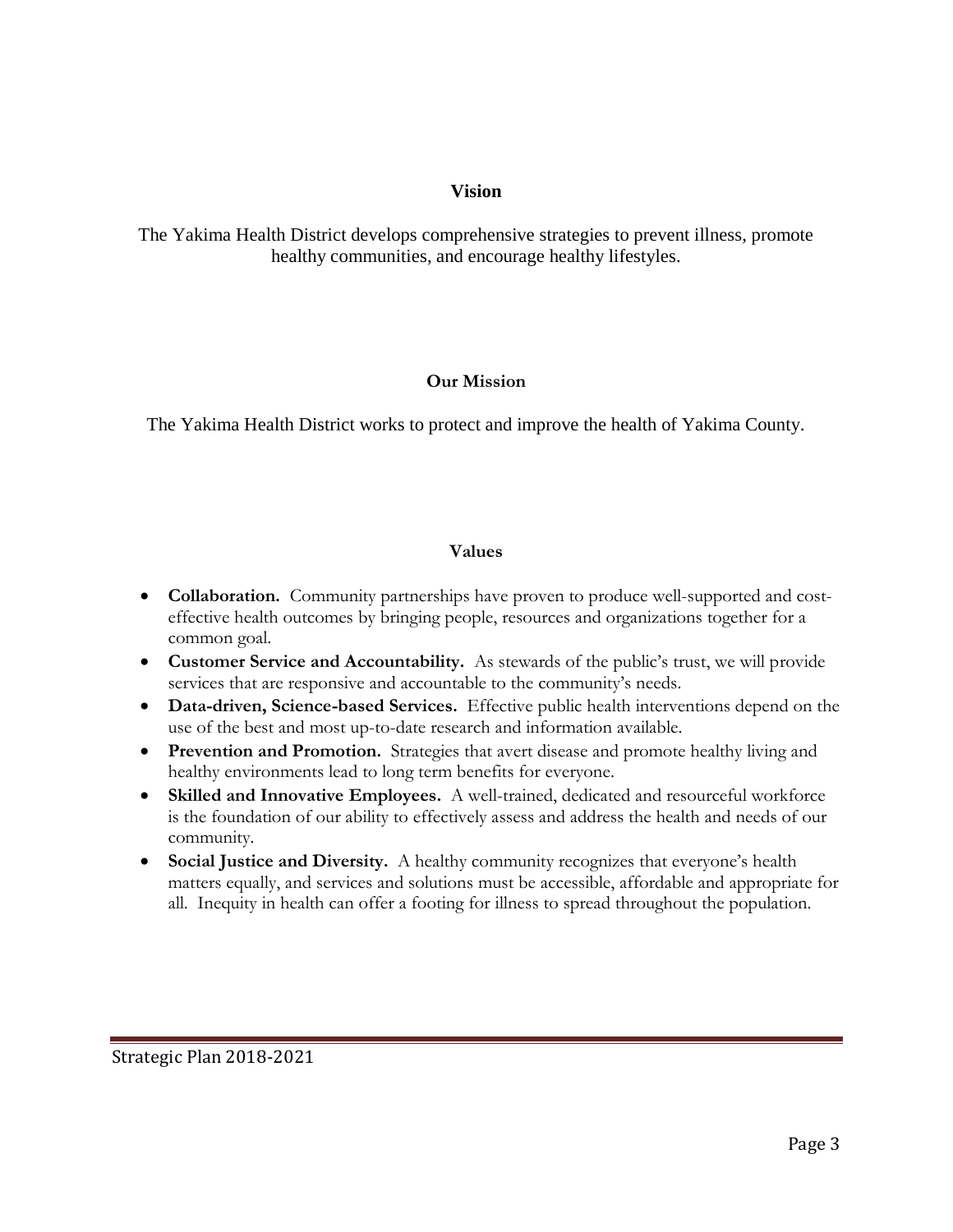## Vision

The Yakima Health District develops comprehensive strategies to prevent illness, promote healthy communities, and encourage healthy lifestyles.

## Our Mission

The Yakima Health District works to protect and improve the health of Yakima County.

## Values

- **Collaboration.** Community partnerships have proven to produce well-supported and cost-effective health outcomes by bringing people, resources and organizations together for a common goal.
- **Customer Service and Accountability.** As stewards of the public's trust, we will provide services that are responsive and accountable to the community's needs.
- **Data-driven, Science-based Services.** Effective public health interventions depend on the use of the best and most up-to-date research and information available.
- **Prevention and Promotion.** Strategies that avert disease and promote healthy living and healthy environments lead to long term benefits for everyone.
- **Skilled and Innovative Employees.** A well-trained, dedicated and resourceful workforce is the foundation of our ability to effectively assess and address the health and needs of our community.
- **Social Justice and Diversity.** A healthy community recognizes that everyone's health matters equally, and services and solutions must be accessible, affordable and appropriate for all. Inequity in health can offer a footing for illness to spread throughout the population.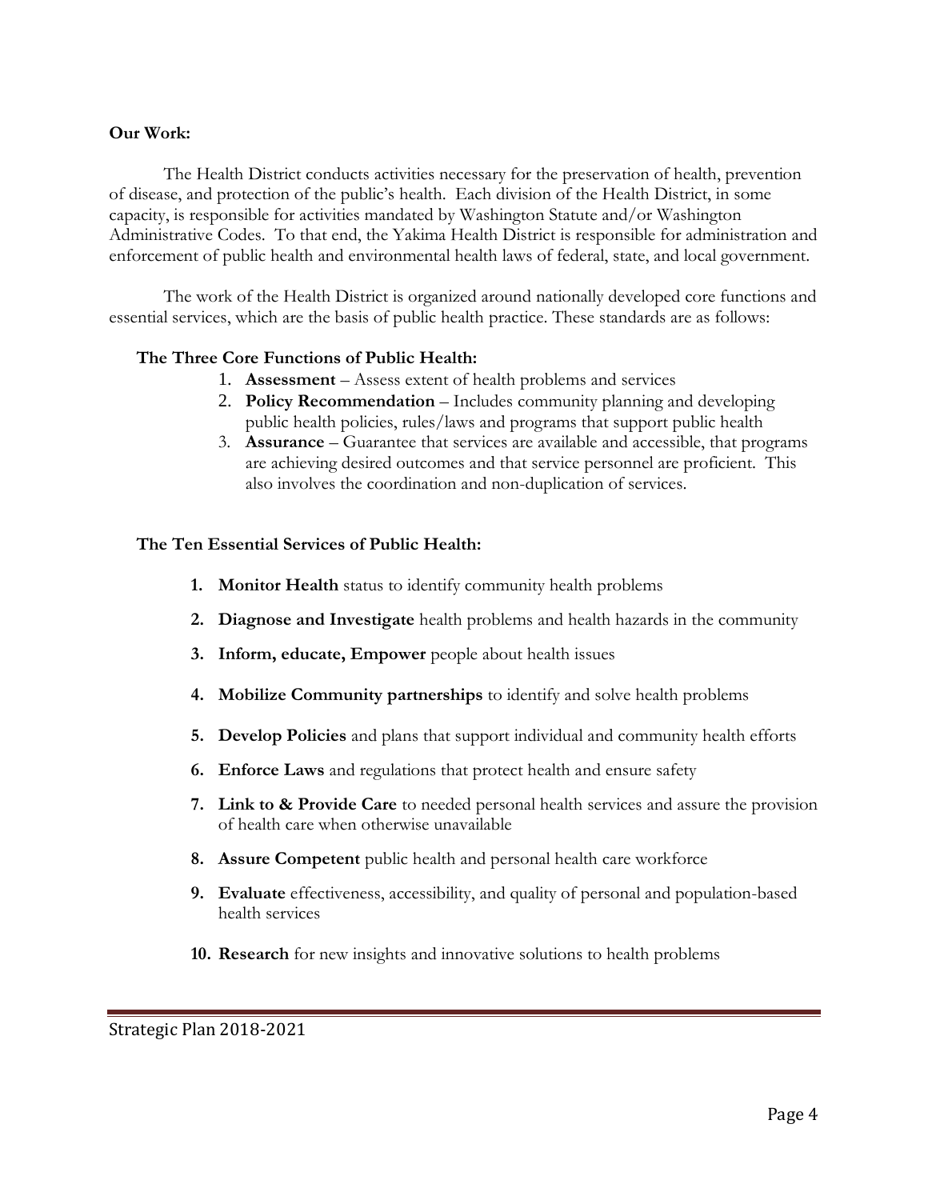**Our Work:**

The Health District conducts activities necessary for the preservation of health, prevention of disease, and protection of the public's health. Each division of the Health District, in some capacity, is responsible for activities mandated by Washington Statute and/or Washington Administrative Codes. To that end, the Yakima Health District is responsible for administration and enforcement of public health and environmental health laws of federal, state, and local government.

The work of the Health District is organized around nationally developed core functions and essential services, which are the basis of public health practice. These standards are as follows:

**The Three Core Functions of Public Health:**

1. **Assessment** – Assess extent of health problems and services
2. **Policy Recommendation** – Includes community planning and developing public health policies, rules/laws and programs that support public health
3. **Assurance** – Guarantee that services are available and accessible, that programs are achieving desired outcomes and that service personnel are proficient. This also involves the coordination and non-duplication of services.

**The Ten Essential Services of Public Health:**

1. **Monitor Health** status to identify community health problems
2. **Diagnose and Investigate** health problems and health hazards in the community
3. **Inform, educate, Empower** people about health issues
4. **Mobilize Community partnerships** to identify and solve health problems
5. **Develop Policies** and plans that support individual and community health efforts
6. **Enforce Laws** and regulations that protect health and ensure safety
7. **Link to & Provide Care** to needed personal health services and assure the provision of health care when otherwise unavailable
8. **Assure Competent** public health and personal health care workforce
9. **Evaluate** effectiveness, accessibility, and quality of personal and population-based health services
10. **Research** for new insights and innovative solutions to health problems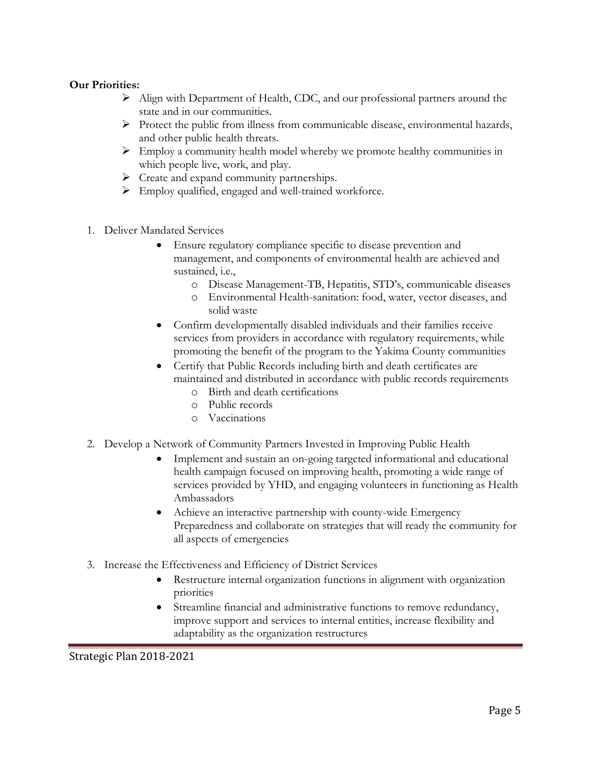**Our Priorities:**

- Align with Department of Health, CDC, and our professional partners around the state and in our communities.
- Protect the public from illness from communicable disease, environmental hazards, and other public health threats.
- Employ a community health model whereby we promote healthy communities in which people live, work, and play.
- Create and expand community partnerships.
- Employ qualified, engaged and well-trained workforce.

1. Deliver Mandated Services
   - Ensure regulatory compliance specific to disease prevention and management, and components of environmental health are achieved and sustained, i.e.,
     - Disease Management-TB, Hepatitis, STD's, communicable diseases
     - Environmental Health-sanitation: food, water, vector diseases, and solid waste
   - Confirm developmentally disabled individuals and their families receive services from providers in accordance with regulatory requirements, while promoting the benefit of the program to the Yakima County communities
   - Certify that Public Records including birth and death certificates are maintained and distributed in accordance with public records requirements
     - Birth and death certifications
     - Public records
     - Vaccinations
2. Develop a Network of Community Partners Invested in Improving Public Health
   - Implement and sustain an on-going targeted informational and educational health campaign focused on improving health, promoting a wide range of services provided by YHD, and engaging volunteers in functioning as Health Ambassadors
   - Achieve an interactive partnership with county-wide Emergency Preparedness and collaborate on strategies that will ready the community for all aspects of emergencies
3. Increase the Effectiveness and Efficiency of District Services
   - Restructure internal organization functions in alignment with organization priorities
   - Streamline financial and administrative functions to remove redundancy, improve support and services to internal entities, increase flexibility and adaptability as the organization restructures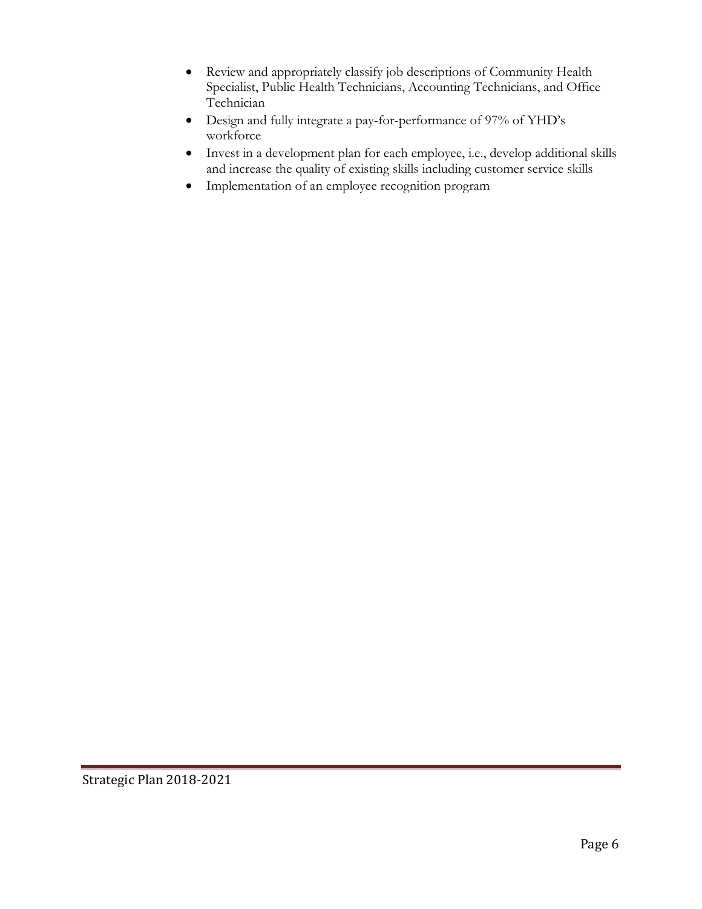- Review and appropriately classify job descriptions of Community Health Specialist, Public Health Technicians, Accounting Technicians, and Office Technician
- Design and fully integrate a pay-for-performance of 97% of YHD's workforce
- Invest in a development plan for each employee, i.e., develop additional skills and increase the quality of existing skills including customer service skills
- Implementation of an employee recognition program